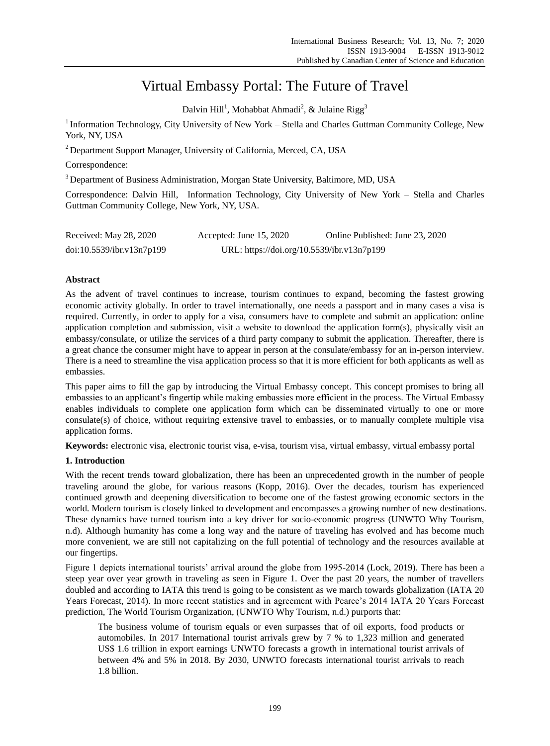# Virtual Embassy Portal: The Future of Travel

Dalvin Hill[1], Mohabbat Ahmadi[2], & Julaine Rigg[3]

[1] Information Technology, City University of New York – Stella and Charles Guttman Community College, New York, NY, USA

[2] Department Support Manager, University of California, Merced, CA, USA

Correspondence:

[3] Department of Business Administration, Morgan State University, Baltimore, MD, USA

Correspondence: Dalvin Hill, Information Technology, City University of New York – Stella and Charles Guttman Community College, New York, NY, USA.

Received: May 28, 2020 Accepted: June 15, 2020 Online Published: June 23, 2020

doi:10.5539/ibr.v13n7p199 URL: https://doi.org/10.5539/ibr.v13n7p199

**Abstract**

As the advent of travel continues to increase, tourism continues to expand, becoming the fastest growing economic activity globally. In order to travel internationally, one needs a passport and in many cases a visa is required. Currently, in order to apply for a visa, consumers have to complete and submit an application: online application completion and submission, visit a website to download the application form(s), physically visit an embassy/consulate, or utilize the services of a third party company to submit the application. Thereafter, there is a great chance the consumer might have to appear in person at the consulate/embassy for an in-person interview. There is a need to streamline the visa application process so that it is more efficient for both applicants as well as embassies.

This paper aims to fill the gap by introducing the Virtual Embassy concept. This concept promises to bring all embassies to an applicant's fingertip while making embassies more efficient in the process. The Virtual Embassy enables individuals to complete one application form which can be disseminated virtually to one or more consulate(s) of choice, without requiring extensive travel to embassies, or to manually complete multiple visa application forms.

**Keywords:** electronic visa, electronic tourist visa, e-visa, tourism visa, virtual embassy, virtual embassy portal

## 1. Introduction

With the recent trends toward globalization, there has been an unprecedented growth in the number of people traveling around the globe, for various reasons (Kopp, 2016). Over the decades, tourism has experienced continued growth and deepening diversification to become one of the fastest growing economic sectors in the world. Modern tourism is closely linked to development and encompasses a growing number of new destinations. These dynamics have turned tourism into a key driver for socio-economic progress (UNWTO Why Tourism, n.d). Although humanity has come a long way and the nature of traveling has evolved and has become much more convenient, we are still not capitalizing on the full potential of technology and the resources available at our fingertips.

Figure 1 depicts international tourists' arrival around the globe from 1995-2014 (Lock, 2019). There has been a steep year over year growth in traveling as seen in Figure 1. Over the past 20 years, the number of travellers doubled and according to IATA this trend is going to be consistent as we march towards globalization (IATA 20 Years Forecast, 2014). In more recent statistics and in agreement with Pearce's 2014 IATA 20 Years Forecast prediction, The World Tourism Organization, (UNWTO Why Tourism, n.d.) purports that:

> The business volume of tourism equals or even surpasses that of oil exports, food products or automobiles. In 2017 International tourist arrivals grew by 7 % to 1,323 million and generated US$ 1.6 trillion in export earnings UNWTO forecasts a growth in international tourist arrivals of between 4% and 5% in 2018. By 2030, UNWTO forecasts international tourist arrivals to reach 1.8 billion.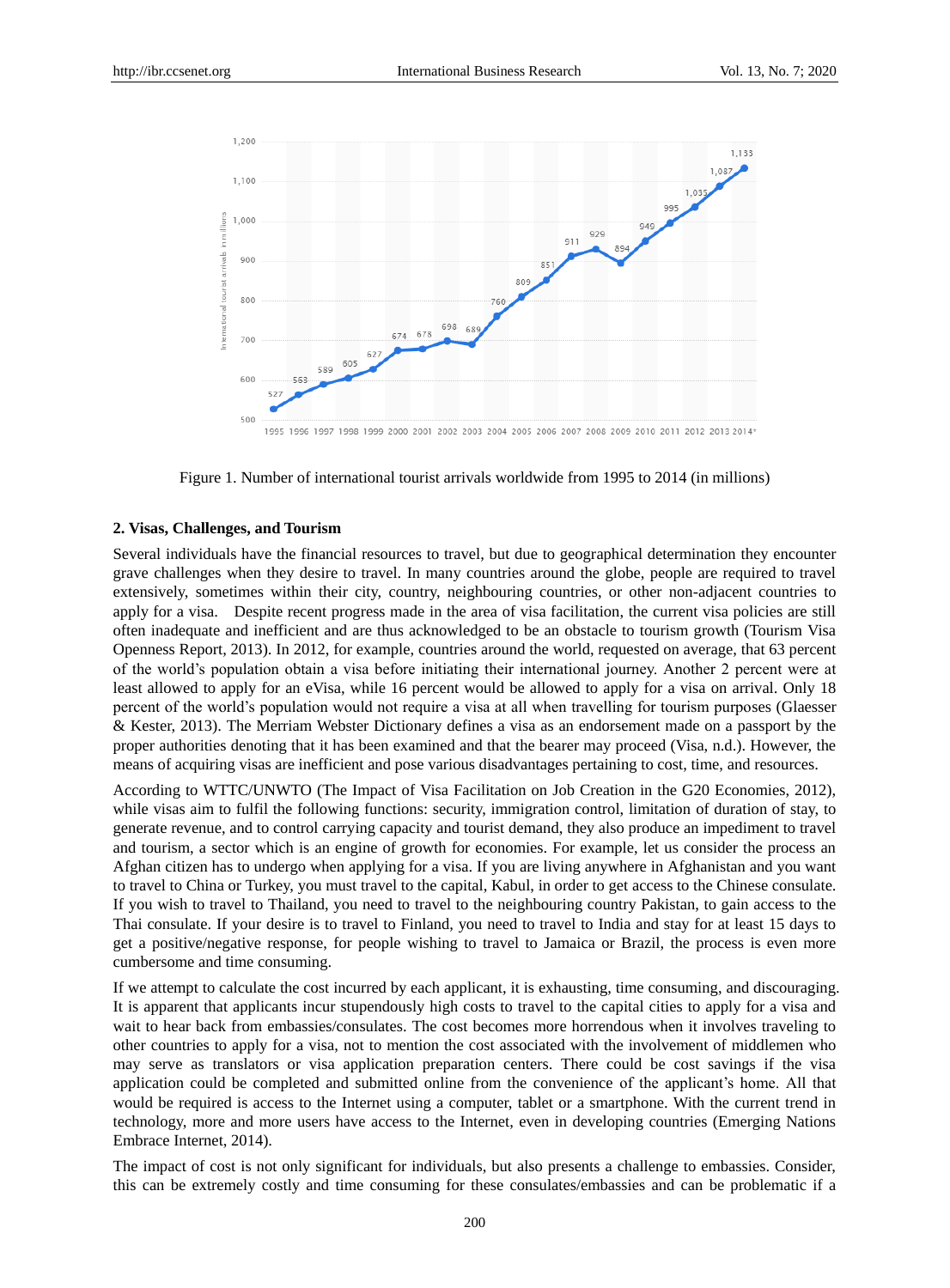Figure 1. Number of international tourist arrivals worldwide from 1995 to 2014 (in millions)

## 2. Visas, Challenges, and Tourism

Several individuals have the financial resources to travel, but due to geographical determination they encounter grave challenges when they desire to travel. In many countries around the globe, people are required to travel extensively, sometimes within their city, country, neighbouring countries, or other non-adjacent countries to apply for a visa. Despite recent progress made in the area of visa facilitation, the current visa policies are still often inadequate and inefficient and are thus acknowledged to be an obstacle to tourism growth (Tourism Visa Openness Report, 2013). In 2012, for example, countries around the world, requested on average, that 63 percent of the world's population obtain a visa before initiating their international journey. Another 2 percent were at least allowed to apply for an eVisa, while 16 percent would be allowed to apply for a visa on arrival. Only 18 percent of the world's population would not require a visa at all when travelling for tourism purposes (Glaesser & Kester, 2013). The Merriam Webster Dictionary defines a visa as an endorsement made on a passport by the proper authorities denoting that it has been examined and that the bearer may proceed (Visa, n.d.). However, the means of acquiring visas are inefficient and pose various disadvantages pertaining to cost, time, and resources.

According to WTTC/UNWTO (The Impact of Visa Facilitation on Job Creation in the G20 Economies, 2012), while visas aim to fulfil the following functions: security, immigration control, limitation of duration of stay, to generate revenue, and to control carrying capacity and tourist demand, they also produce an impediment to travel and tourism, a sector which is an engine of growth for economies. For example, let us consider the process an Afghan citizen has to undergo when applying for a visa. If you are living anywhere in Afghanistan and you want to travel to China or Turkey, you must travel to the capital, Kabul, in order to get access to the Chinese consulate. If you wish to travel to Thailand, you need to travel to the neighbouring country Pakistan, to gain access to the Thai consulate. If your desire is to travel to Finland, you need to travel to India and stay for at least 15 days to get a positive/negative response, for people wishing to travel to Jamaica or Brazil, the process is even more cumbersome and time consuming.

If we attempt to calculate the cost incurred by each applicant, it is exhausting, time consuming, and discouraging. It is apparent that applicants incur stupendously high costs to travel to the capital cities to apply for a visa and wait to hear back from embassies/consulates. The cost becomes more horrendous when it involves traveling to other countries to apply for a visa, not to mention the cost associated with the involvement of middlemen who may serve as translators or visa application preparation centers. There could be cost savings if the visa application could be completed and submitted online from the convenience of the applicant's home. All that would be required is access to the Internet using a computer, tablet or a smartphone. With the current trend in technology, more and more users have access to the Internet, even in developing countries (Emerging Nations Embrace Internet, 2014).

The impact of cost is not only significant for individuals, but also presents a challenge to embassies. Consider, this can be extremely costly and time consuming for these consulates/embassies and can be problematic if a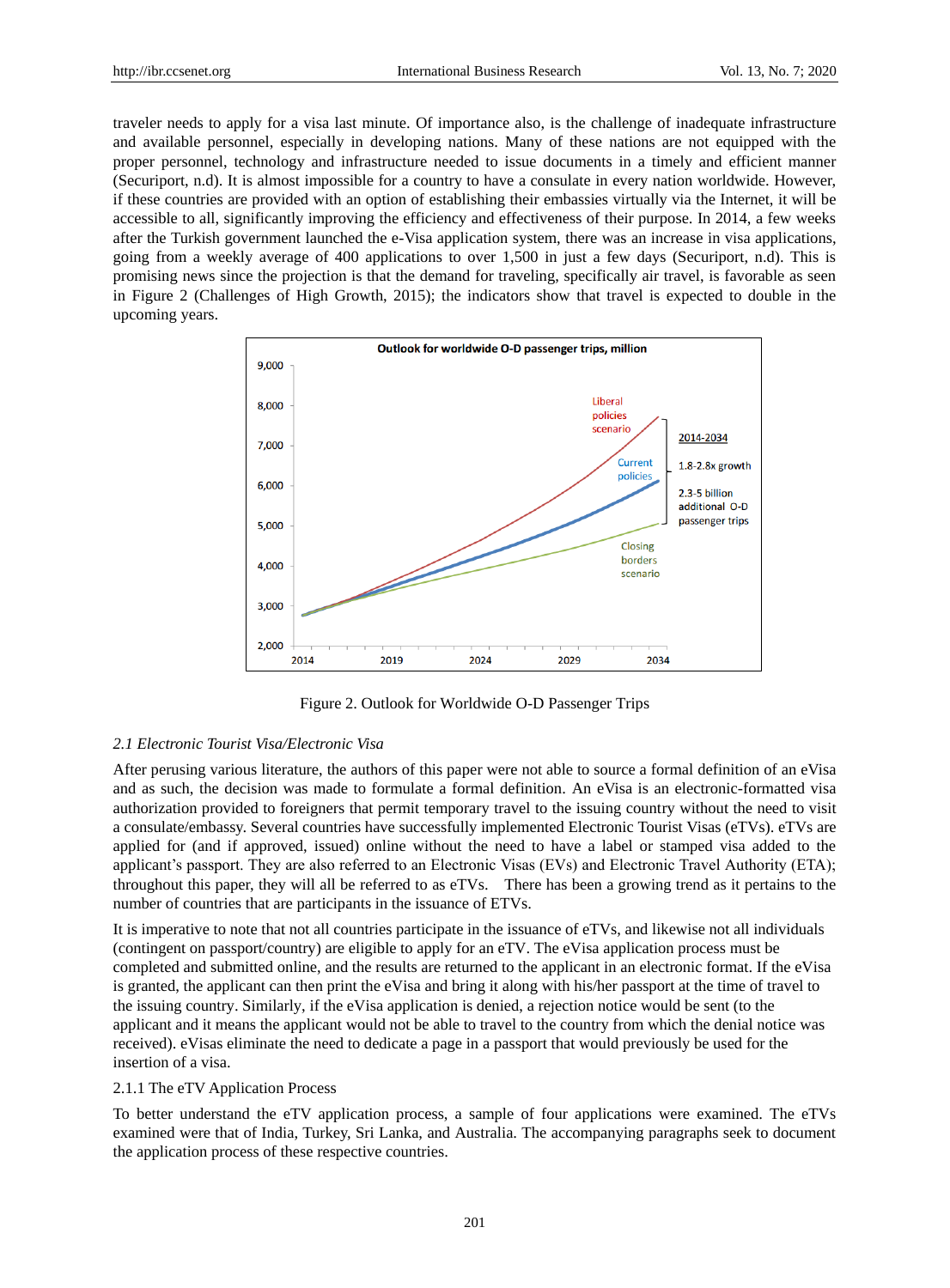traveler needs to apply for a visa last minute. Of importance also, is the challenge of inadequate infrastructure and available personnel, especially in developing nations. Many of these nations are not equipped with the proper personnel, technology and infrastructure needed to issue documents in a timely and efficient manner (Securiport, n.d). It is almost impossible for a country to have a consulate in every nation worldwide. However, if these countries are provided with an option of establishing their embassies virtually via the Internet, it will be accessible to all, significantly improving the efficiency and effectiveness of their purpose. In 2014, a few weeks after the Turkish government launched the e-Visa application system, there was an increase in visa applications, going from a weekly average of 400 applications to over 1,500 in just a few days (Securiport, n.d). This is promising news since the projection is that the demand for traveling, specifically air travel, is favorable as seen in Figure 2 (Challenges of High Growth, 2015); the indicators show that travel is expected to double in the upcoming years.

Figure 2. Outlook for Worldwide O-D Passenger Trips

### 2.1 Electronic Tourist Visa/Electronic Visa

After perusing various literature, the authors of this paper were not able to source a formal definition of an eVisa and as such, the decision was made to formulate a formal definition. An eVisa is an electronic-formatted visa authorization provided to foreigners that permit temporary travel to the issuing country without the need to visit a consulate/embassy. Several countries have successfully implemented Electronic Tourist Visas (eTVs). eTVs are applied for (and if approved, issued) online without the need to have a label or stamped visa added to the applicant's passport. They are also referred to an Electronic Visas (EVs) and Electronic Travel Authority (ETA); throughout this paper, they will all be referred to as eTVs. There has been a growing trend as it pertains to the number of countries that are participants in the issuance of ETVs.

It is imperative to note that not all countries participate in the issuance of eTVs, and likewise not all individuals (contingent on passport/country) are eligible to apply for an eTV. The eVisa application process must be completed and submitted online, and the results are returned to the applicant in an electronic format. If the eVisa is granted, the applicant can then print the eVisa and bring it along with his/her passport at the time of travel to the issuing country. Similarly, if the eVisa application is denied, a rejection notice would be sent (to the applicant and it means the applicant would not be able to travel to the country from which the denial notice was received). eVisas eliminate the need to dedicate a page in a passport that would previously be used for the insertion of a visa.

#### 2.1.1 The eTV Application Process

To better understand the eTV application process, a sample of four applications were examined. The eTVs examined were that of India, Turkey, Sri Lanka, and Australia. The accompanying paragraphs seek to document the application process of these respective countries.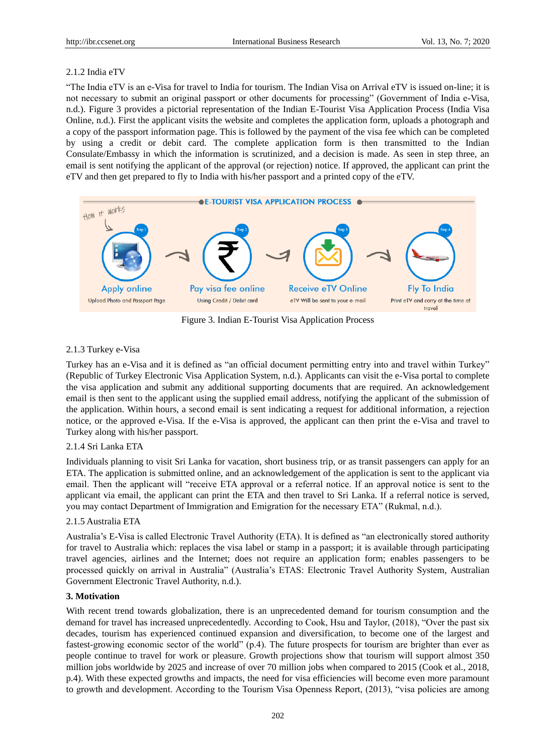### 2.1.2 India eTV

"The India eTV is an e-Visa for travel to India for tourism. The Indian Visa on Arrival eTV is issued on-line; it is not necessary to submit an original passport or other documents for processing" (Government of India e-Visa, n.d.). Figure 3 provides a pictorial representation of the Indian E-Tourist Visa Application Process (India Visa Online, n.d.). First the applicant visits the website and completes the application form, uploads a photograph and a copy of the passport information page. This is followed by the payment of the visa fee which can be completed by using a credit or debit card. The complete application form is then transmitted to the Indian Consulate/Embassy in which the information is scrutinized, and a decision is made. As seen in step three, an email is sent notifying the applicant of the approval (or rejection) notice. If approved, the applicant can print the eTV and then get prepared to fly to India with his/her passport and a printed copy of the eTV.

Figure 3. Indian E-Tourist Visa Application Process

### 2.1.3 Turkey e-Visa

Turkey has an e-Visa and it is defined as "an official document permitting entry into and travel within Turkey" (Republic of Turkey Electronic Visa Application System, n.d.). Applicants can visit the e-Visa portal to complete the visa application and submit any additional supporting documents that are required. An acknowledgement email is then sent to the applicant using the supplied email address, notifying the applicant of the submission of the application. Within hours, a second email is sent indicating a request for additional information, a rejection notice, or the approved e-Visa. If the e-Visa is approved, the applicant can then print the e-Visa and travel to Turkey along with his/her passport.

### 2.1.4 Sri Lanka ETA

Individuals planning to visit Sri Lanka for vacation, short business trip, or as transit passengers can apply for an ETA. The application is submitted online, and an acknowledgement of the application is sent to the applicant via email. Then the applicant will "receive ETA approval or a referral notice. If an approval notice is sent to the applicant via email, the applicant can print the ETA and then travel to Sri Lanka. If a referral notice is served, you may contact Department of Immigration and Emigration for the necessary ETA" (Rukmal, n.d.).

### 2.1.5 Australia ETA

Australia's E-Visa is called Electronic Travel Authority (ETA). It is defined as "an electronically stored authority for travel to Australia which: replaces the visa label or stamp in a passport; it is available through participating travel agencies, airlines and the Internet; does not require an application form; enables passengers to be processed quickly on arrival in Australia" (Australia's ETAS: Electronic Travel Authority System, Australian Government Electronic Travel Authority, n.d.).

## 3. Motivation

With recent trend towards globalization, there is an unprecedented demand for tourism consumption and the demand for travel has increased unprecedentedly. According to Cook, Hsu and Taylor, (2018), "Over the past six decades, tourism has experienced continued expansion and diversification, to become one of the largest and fastest-growing economic sector of the world" (p.4). The future prospects for tourism are brighter than ever as people continue to travel for work or pleasure. Growth projections show that tourism will support almost 350 million jobs worldwide by 2025 and increase of over 70 million jobs when compared to 2015 (Cook et al., 2018, p.4). With these expected growths and impacts, the need for visa efficiencies will become even more paramount to growth and development. According to the Tourism Visa Openness Report, (2013), "visa policies are among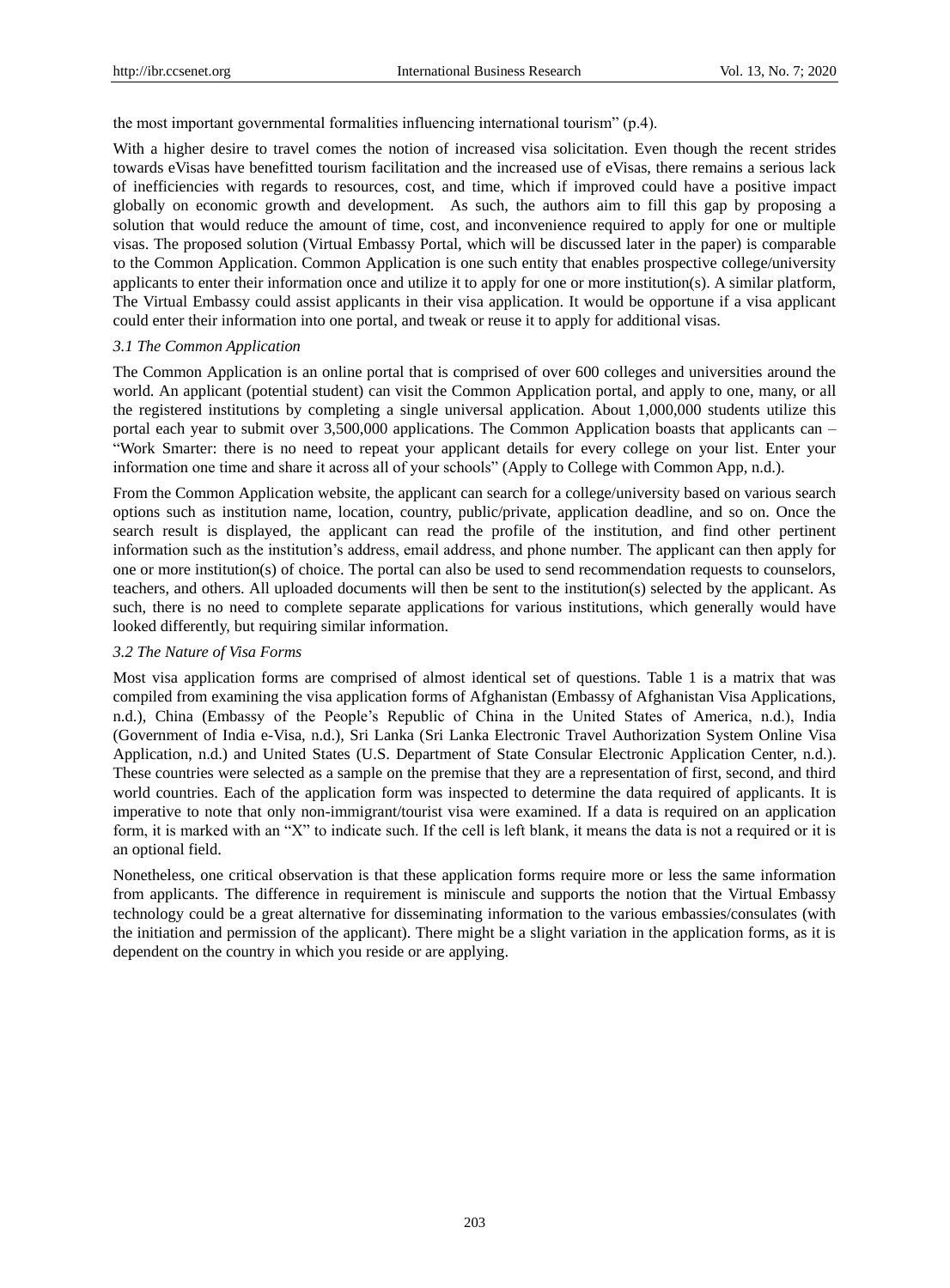the most important governmental formalities influencing international tourism" (p.4).

With a higher desire to travel comes the notion of increased visa solicitation. Even though the recent strides towards eVisas have benefitted tourism facilitation and the increased use of eVisas, there remains a serious lack of inefficiencies with regards to resources, cost, and time, which if improved could have a positive impact globally on economic growth and development. As such, the authors aim to fill this gap by proposing a solution that would reduce the amount of time, cost, and inconvenience required to apply for one or multiple visas. The proposed solution (Virtual Embassy Portal, which will be discussed later in the paper) is comparable to the Common Application. Common Application is one such entity that enables prospective college/university applicants to enter their information once and utilize it to apply for one or more institution(s). A similar platform, The Virtual Embassy could assist applicants in their visa application. It would be opportune if a visa applicant could enter their information into one portal, and tweak or reuse it to apply for additional visas.

### *3.1 The Common Application*

The Common Application is an online portal that is comprised of over 600 colleges and universities around the world. An applicant (potential student) can visit the Common Application portal, and apply to one, many, or all the registered institutions by completing a single universal application. About 1,000,000 students utilize this portal each year to submit over 3,500,000 applications. The Common Application boasts that applicants can – "Work Smarter: there is no need to repeat your applicant details for every college on your list. Enter your information one time and share it across all of your schools" (Apply to College with Common App, n.d.).

From the Common Application website, the applicant can search for a college/university based on various search options such as institution name, location, country, public/private, application deadline, and so on. Once the search result is displayed, the applicant can read the profile of the institution, and find other pertinent information such as the institution's address, email address, and phone number. The applicant can then apply for one or more institution(s) of choice. The portal can also be used to send recommendation requests to counselors, teachers, and others. All uploaded documents will then be sent to the institution(s) selected by the applicant. As such, there is no need to complete separate applications for various institutions, which generally would have looked differently, but requiring similar information.

### *3.2 The Nature of Visa Forms*

Most visa application forms are comprised of almost identical set of questions. Table 1 is a matrix that was compiled from examining the visa application forms of Afghanistan (Embassy of Afghanistan Visa Applications, n.d.), China (Embassy of the People's Republic of China in the United States of America, n.d.), India (Government of India e-Visa, n.d.), Sri Lanka (Sri Lanka Electronic Travel Authorization System Online Visa Application, n.d.) and United States (U.S. Department of State Consular Electronic Application Center, n.d.). These countries were selected as a sample on the premise that they are a representation of first, second, and third world countries. Each of the application form was inspected to determine the data required of applicants. It is imperative to note that only non-immigrant/tourist visa were examined. If a data is required on an application form, it is marked with an "X" to indicate such. If the cell is left blank, it means the data is not a required or it is an optional field.

Nonetheless, one critical observation is that these application forms require more or less the same information from applicants. The difference in requirement is miniscule and supports the notion that the Virtual Embassy technology could be a great alternative for disseminating information to the various embassies/consulates (with the initiation and permission of the applicant). There might be a slight variation in the application forms, as it is dependent on the country in which you reside or are applying.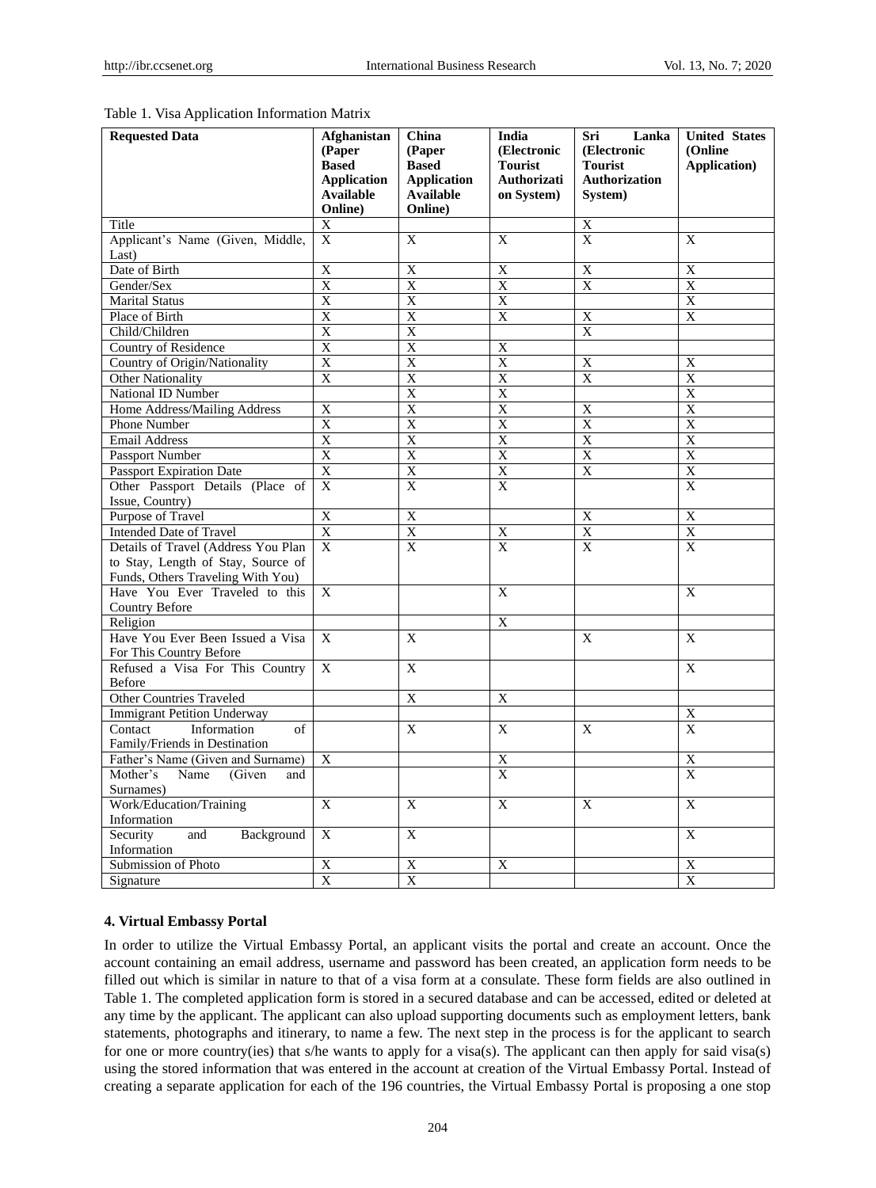Table 1. Visa Application Information Matrix

| Requested Data | Afghanistan (Paper Based Application Available Online) | China (Paper Based Application Available Online) | India (Electronic Tourist Authorization System) | Sri Lanka (Electronic Tourist Authorization System) | United States (Online Application) |
|---|---|---|---|---|---|
| Title | X | | | X | |
| Applicant's Name (Given, Middle, Last) | X | X | X | X | X |
| Date of Birth | X | X | X | X | X |
| Gender/Sex | X | X | X | X | X |
| Marital Status | X | X | X | | X |
| Place of Birth | X | X | X | X | X |
| Child/Children | X | X | | X | |
| Country of Residence | X | X | X | | |
| Country of Origin/Nationality | X | X | X | X | X |
| Other Nationality | X | X | X | X | X |
| National ID Number | | X | X | | X |
| Home Address/Mailing Address | X | X | X | X | X |
| Phone Number | X | X | X | X | X |
| Email Address | X | X | X | X | X |
| Passport Number | X | X | X | X | X |
| Passport Expiration Date | X | X | X | X | X |
| Other Passport Details (Place of Issue, Country) | X | X | X | | X |
| Purpose of Travel | X | X | | X | X |
| Intended Date of Travel | X | X | X | X | X |
| Details of Travel (Address You Plan to Stay, Length of Stay, Source of Funds, Others Traveling With You) | X | X | X | X | X |
| Have You Ever Traveled to this Country Before | X | | X | | X |
| Religion | | | X | | |
| Have You Ever Been Issued a Visa For This Country Before | X | X | | X | X |
| Refused a Visa For This Country Before | X | X | | | X |
| Other Countries Traveled | | X | X | | |
| Immigrant Petition Underway | | | | | X |
| Contact Information of Family/Friends in Destination | | X | X | X | X |
| Father's Name (Given and Surname) | X | | X | | X |
| Mother's Name (Given and Surnames) | | | X | | X |
| Work/Education/Training Information | X | X | X | X | X |
| Security and Background Information | X | X | | | X |
| Submission of Photo | X | X | X | | X |
| Signature | X | X | | | X |

## 4. Virtual Embassy Portal

In order to utilize the Virtual Embassy Portal, an applicant visits the portal and create an account. Once the account containing an email address, username and password has been created, an application form needs to be filled out which is similar in nature to that of a visa form at a consulate. These form fields are also outlined in Table 1. The completed application form is stored in a secured database and can be accessed, edited or deleted at any time by the applicant. The applicant can also upload supporting documents such as employment letters, bank statements, photographs and itinerary, to name a few. The next step in the process is for the applicant to search for one or more country(ies) that s/he wants to apply for a visa(s). The applicant can then apply for said visa(s) using the stored information that was entered in the account at creation of the Virtual Embassy Portal. Instead of creating a separate application for each of the 196 countries, the Virtual Embassy Portal is proposing a one stop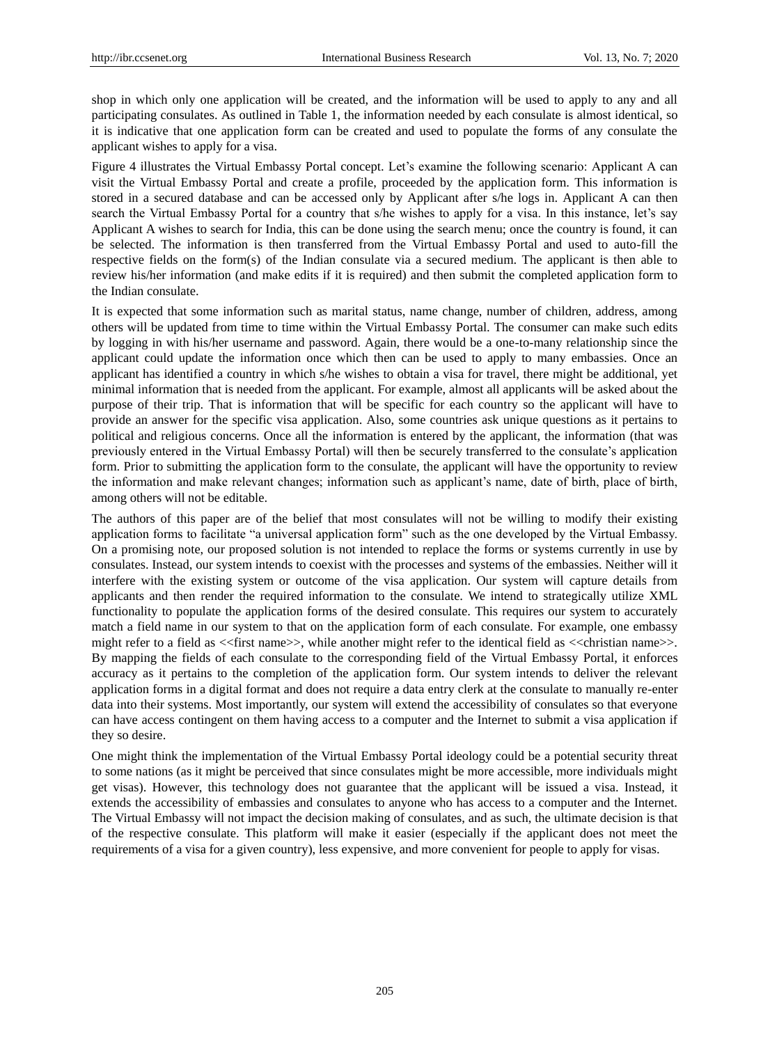shop in which only one application will be created, and the information will be used to apply to any and all participating consulates. As outlined in Table 1, the information needed by each consulate is almost identical, so it is indicative that one application form can be created and used to populate the forms of any consulate the applicant wishes to apply for a visa.

Figure 4 illustrates the Virtual Embassy Portal concept. Let's examine the following scenario: Applicant A can visit the Virtual Embassy Portal and create a profile, proceeded by the application form. This information is stored in a secured database and can be accessed only by Applicant after s/he logs in. Applicant A can then search the Virtual Embassy Portal for a country that s/he wishes to apply for a visa. In this instance, let's say Applicant A wishes to search for India, this can be done using the search menu; once the country is found, it can be selected. The information is then transferred from the Virtual Embassy Portal and used to auto-fill the respective fields on the form(s) of the Indian consulate via a secured medium. The applicant is then able to review his/her information (and make edits if it is required) and then submit the completed application form to the Indian consulate.

It is expected that some information such as marital status, name change, number of children, address, among others will be updated from time to time within the Virtual Embassy Portal. The consumer can make such edits by logging in with his/her username and password. Again, there would be a one-to-many relationship since the applicant could update the information once which then can be used to apply to many embassies. Once an applicant has identified a country in which s/he wishes to obtain a visa for travel, there might be additional, yet minimal information that is needed from the applicant. For example, almost all applicants will be asked about the purpose of their trip. That is information that will be specific for each country so the applicant will have to provide an answer for the specific visa application. Also, some countries ask unique questions as it pertains to political and religious concerns. Once all the information is entered by the applicant, the information (that was previously entered in the Virtual Embassy Portal) will then be securely transferred to the consulate's application form. Prior to submitting the application form to the consulate, the applicant will have the opportunity to review the information and make relevant changes; information such as applicant's name, date of birth, place of birth, among others will not be editable.

The authors of this paper are of the belief that most consulates will not be willing to modify their existing application forms to facilitate "a universal application form" such as the one developed by the Virtual Embassy. On a promising note, our proposed solution is not intended to replace the forms or systems currently in use by consulates. Instead, our system intends to coexist with the processes and systems of the embassies. Neither will it interfere with the existing system or outcome of the visa application. Our system will capture details from applicants and then render the required information to the consulate. We intend to strategically utilize XML functionality to populate the application forms of the desired consulate. This requires our system to accurately match a field name in our system to that on the application form of each consulate. For example, one embassy might refer to a field as <<first name>>, while another might refer to the identical field as <<christian name>>. By mapping the fields of each consulate to the corresponding field of the Virtual Embassy Portal, it enforces accuracy as it pertains to the completion of the application form. Our system intends to deliver the relevant application forms in a digital format and does not require a data entry clerk at the consulate to manually re-enter data into their systems. Most importantly, our system will extend the accessibility of consulates so that everyone can have access contingent on them having access to a computer and the Internet to submit a visa application if they so desire.

One might think the implementation of the Virtual Embassy Portal ideology could be a potential security threat to some nations (as it might be perceived that since consulates might be more accessible, more individuals might get visas). However, this technology does not guarantee that the applicant will be issued a visa. Instead, it extends the accessibility of embassies and consulates to anyone who has access to a computer and the Internet. The Virtual Embassy will not impact the decision making of consulates, and as such, the ultimate decision is that of the respective consulate. This platform will make it easier (especially if the applicant does not meet the requirements of a visa for a given country), less expensive, and more convenient for people to apply for visas.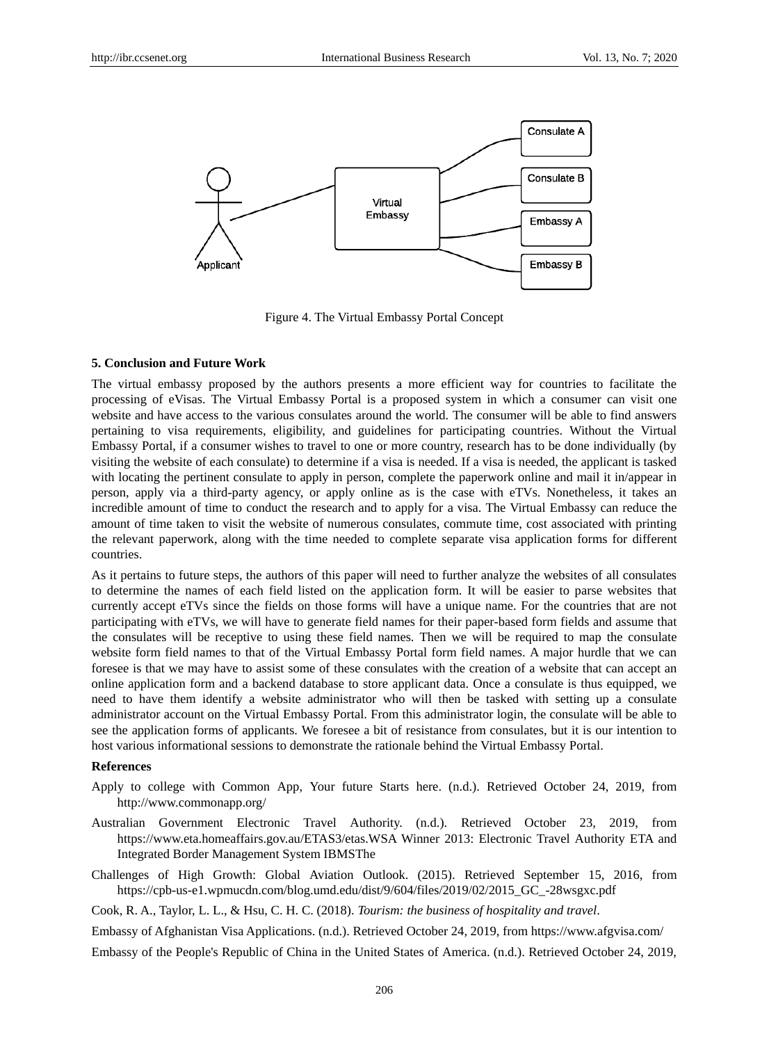Figure 4. The Virtual Embassy Portal Concept

### 5. Conclusion and Future Work

The virtual embassy proposed by the authors presents a more efficient way for countries to facilitate the processing of eVisas. The Virtual Embassy Portal is a proposed system in which a consumer can visit one website and have access to the various consulates around the world. The consumer will be able to find answers pertaining to visa requirements, eligibility, and guidelines for participating countries. Without the Virtual Embassy Portal, if a consumer wishes to travel to one or more country, research has to be done individually (by visiting the website of each consulate) to determine if a visa is needed. If a visa is needed, the applicant is tasked with locating the pertinent consulate to apply in person, complete the paperwork online and mail it in/appear in person, apply via a third-party agency, or apply online as is the case with eTVs. Nonetheless, it takes an incredible amount of time to conduct the research and to apply for a visa. The Virtual Embassy can reduce the amount of time taken to visit the website of numerous consulates, commute time, cost associated with printing the relevant paperwork, along with the time needed to complete separate visa application forms for different countries.

As it pertains to future steps, the authors of this paper will need to further analyze the websites of all consulates to determine the names of each field listed on the application form. It will be easier to parse websites that currently accept eTVs since the fields on those forms will have a unique name. For the countries that are not participating with eTVs, we will have to generate field names for their paper-based form fields and assume that the consulates will be receptive to using these field names. Then we will be required to map the consulate website form field names to that of the Virtual Embassy Portal form field names. A major hurdle that we can foresee is that we may have to assist some of these consulates with the creation of a website that can accept an online application form and a backend database to store applicant data. Once a consulate is thus equipped, we need to have them identify a website administrator who will then be tasked with setting up a consulate administrator account on the Virtual Embassy Portal. From this administrator login, the consulate will be able to see the application forms of applicants. We foresee a bit of resistance from consulates, but it is our intention to host various informational sessions to demonstrate the rationale behind the Virtual Embassy Portal.

### References

Apply to college with Common App, Your future Starts here. (n.d.). Retrieved October 24, 2019, from http://www.commonapp.org/

Australian Government Electronic Travel Authority. (n.d.). Retrieved October 23, 2019, from https://www.eta.homeaffairs.gov.au/ETAS3/etas.WSA Winner 2013: Electronic Travel Authority ETA and Integrated Border Management System IBMSThe

Challenges of High Growth: Global Aviation Outlook. (2015). Retrieved September 15, 2016, from https://cpb-us-e1.wpmucdn.com/blog.umd.edu/dist/9/604/files/2019/02/2015_GC_-28wsgxc.pdf

Cook, R. A., Taylor, L. L., & Hsu, C. H. C. (2018). *Tourism: the business of hospitality and travel*.

Embassy of Afghanistan Visa Applications. (n.d.). Retrieved October 24, 2019, from https://www.afgvisa.com/

Embassy of the People's Republic of China in the United States of America. (n.d.). Retrieved October 24, 2019,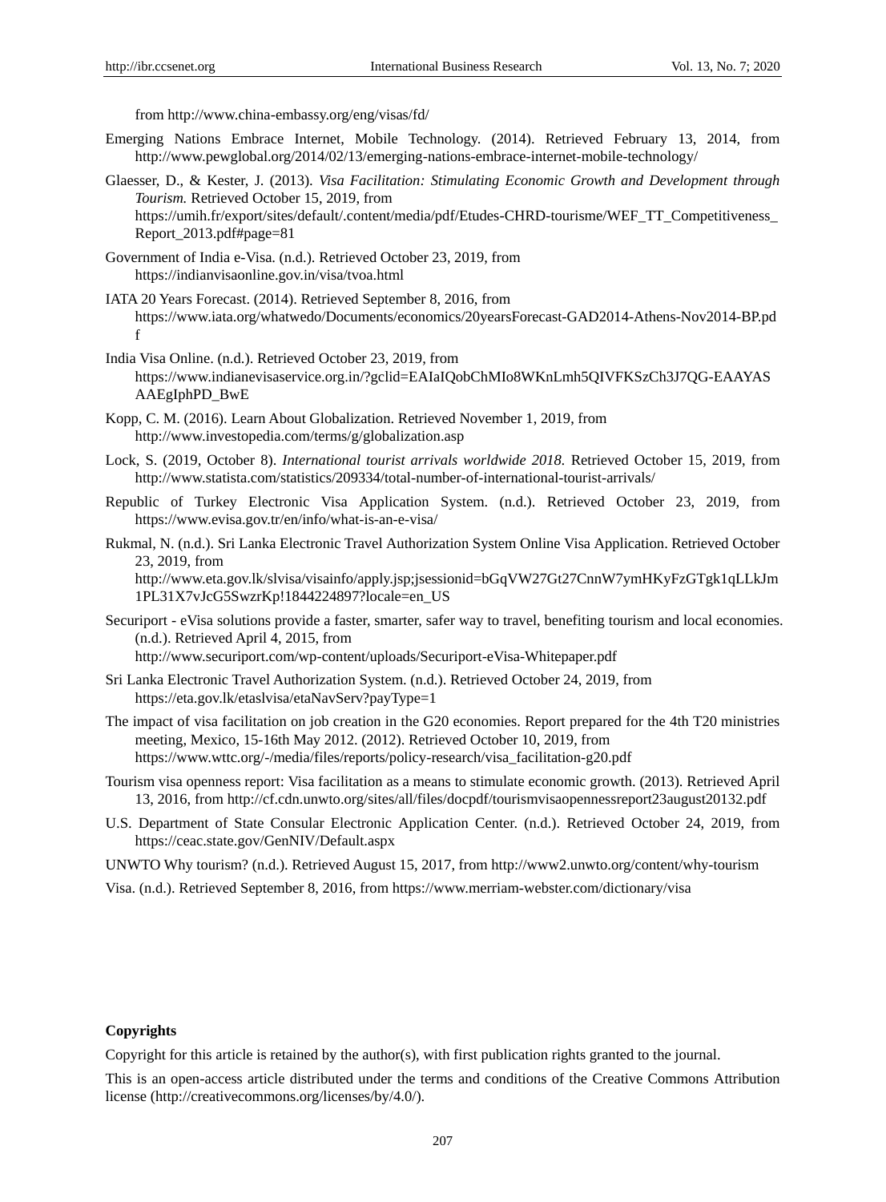from http://www.china-embassy.org/eng/visas/fd/

Emerging Nations Embrace Internet, Mobile Technology. (2014). Retrieved February 13, 2014, from http://www.pewglobal.org/2014/02/13/emerging-nations-embrace-internet-mobile-technology/

Glaesser, D., & Kester, J. (2013). *Visa Facilitation: Stimulating Economic Growth and Development through Tourism.* Retrieved October 15, 2019, from https://umih.fr/export/sites/default/.content/media/pdf/Etudes-CHRD-tourisme/WEF_TT_Competitiveness_Report_2013.pdf#page=81

Government of India e-Visa. (n.d.). Retrieved October 23, 2019, from https://indianvisaonline.gov.in/visa/tvoa.html

IATA 20 Years Forecast. (2014). Retrieved September 8, 2016, from https://www.iata.org/whatwedo/Documents/economics/20yearsForecast-GAD2014-Athens-Nov2014-BP.pdf

India Visa Online. (n.d.). Retrieved October 23, 2019, from https://www.indianevisaservice.org.in/?gclid=EAIaIQobChMIo8WKnLmh5QIVFKSzCh3J7QG-EAAYASAAEgIphPD_BwE

Kopp, C. M. (2016). Learn About Globalization. Retrieved November 1, 2019, from http://www.investopedia.com/terms/g/globalization.asp

Lock, S. (2019, October 8). *International tourist arrivals worldwide 2018.* Retrieved October 15, 2019, from http://www.statista.com/statistics/209334/total-number-of-international-tourist-arrivals/

Republic of Turkey Electronic Visa Application System. (n.d.). Retrieved October 23, 2019, from https://www.evisa.gov.tr/en/info/what-is-an-e-visa/

Rukmal, N. (n.d.). Sri Lanka Electronic Travel Authorization System Online Visa Application. Retrieved October 23, 2019, from http://www.eta.gov.lk/slvisa/visainfo/apply.jsp;jsessionid=bGqVW27Gt27CnnW7ymHKyFzGTgk1qLLkJm1PL31X7vJcG5SwzrKp!1844224897?locale=en_US

Securiport - eVisa solutions provide a faster, smarter, safer way to travel, benefiting tourism and local economies. (n.d.). Retrieved April 4, 2015, from http://www.securiport.com/wp-content/uploads/Securiport-eVisa-Whitepaper.pdf

Sri Lanka Electronic Travel Authorization System. (n.d.). Retrieved October 24, 2019, from https://eta.gov.lk/etaslvisa/etaNavServ?payType=1

The impact of visa facilitation on job creation in the G20 economies. Report prepared for the 4th T20 ministries meeting, Mexico, 15-16th May 2012. (2012). Retrieved October 10, 2019, from https://www.wttc.org/-/media/files/reports/policy-research/visa_facilitation-g20.pdf

Tourism visa openness report: Visa facilitation as a means to stimulate economic growth. (2013). Retrieved April 13, 2016, from http://cf.cdn.unwto.org/sites/all/files/docpdf/tourismvisaopennessreport23august20132.pdf

U.S. Department of State Consular Electronic Application Center. (n.d.). Retrieved October 24, 2019, from https://ceac.state.gov/GenNIV/Default.aspx

UNWTO Why tourism? (n.d.). Retrieved August 15, 2017, from http://www2.unwto.org/content/why-tourism

Visa. (n.d.). Retrieved September 8, 2016, from https://www.merriam-webster.com/dictionary/visa

**Copyrights**

Copyright for this article is retained by the author(s), with first publication rights granted to the journal.

This is an open-access article distributed under the terms and conditions of the Creative Commons Attribution license (http://creativecommons.org/licenses/by/4.0/).